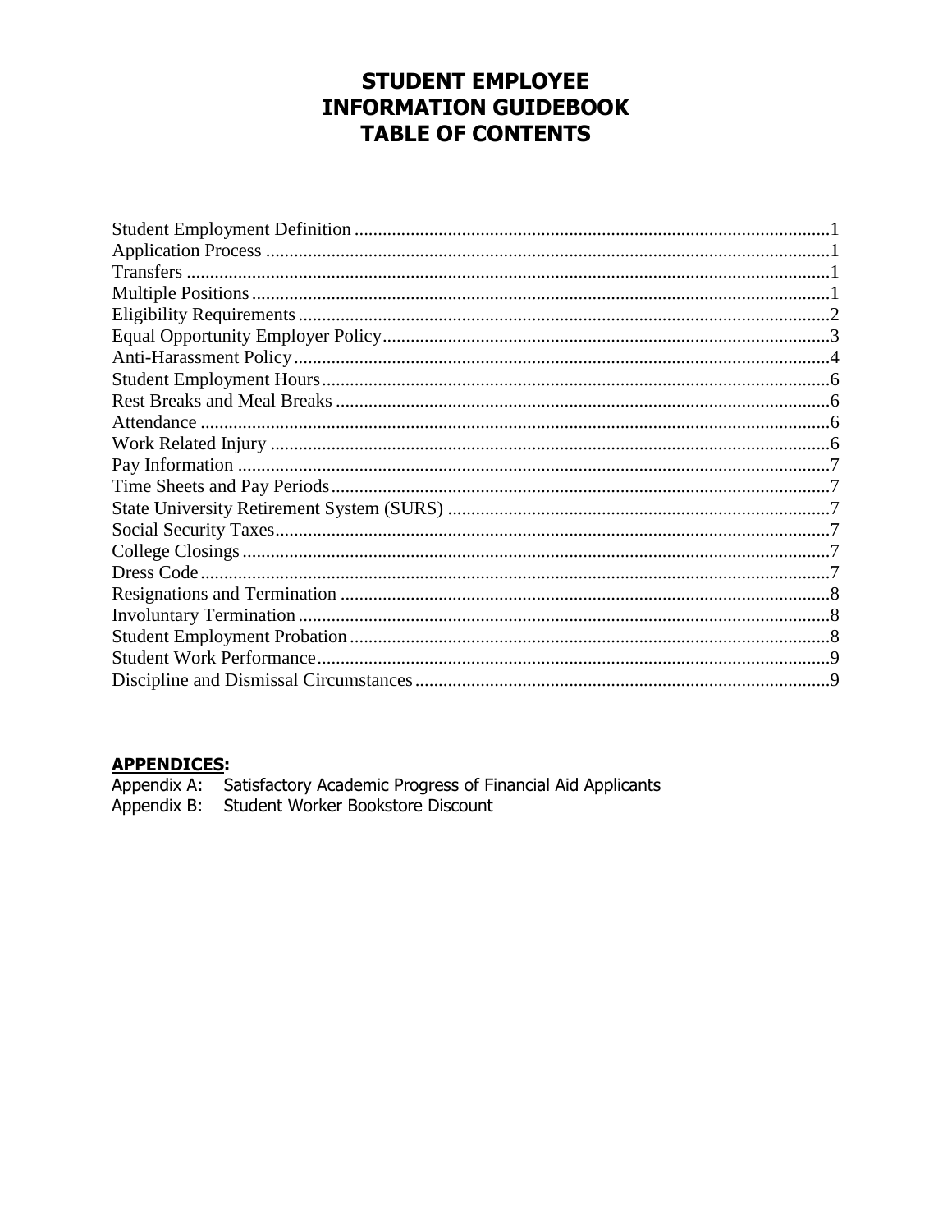# STUDENT EMPLOYEE INFORMATION GUIDEBOOK TABLE OF CONTENTS

Student Employment Definition .....................................................................................................1
Application Process .........................................................................................................................1
Transfers ..........................................................................................................................................1
Multiple Positions ............................................................................................................................1
Eligibility Requirements ..................................................................................................................2
Equal Opportunity Employer Policy ................................................................................................3
Anti-Harassment Policy ...................................................................................................................4
Student Employment Hours .............................................................................................................6
Rest Breaks and Meal Breaks ..........................................................................................................6
Attendance .......................................................................................................................................6
Work Related Injury .........................................................................................................................6
Pay Information ...............................................................................................................................7
Time Sheets and Pay Periods ...........................................................................................................7
State University Retirement System (SURS) ..................................................................................7
Social Security Taxes .......................................................................................................................7
College Closings ..............................................................................................................................7
Dress Code .......................................................................................................................................7
Resignations and Termination .........................................................................................................8
Involuntary Termination ..................................................................................................................8
Student Employment Probation .......................................................................................................8
Student Work Performance ..............................................................................................................9
Discipline and Dismissal Circumstances .........................................................................................9

**APPENDICES:**

Appendix A: Satisfactory Academic Progress of Financial Aid Applicants
Appendix B: Student Worker Bookstore Discount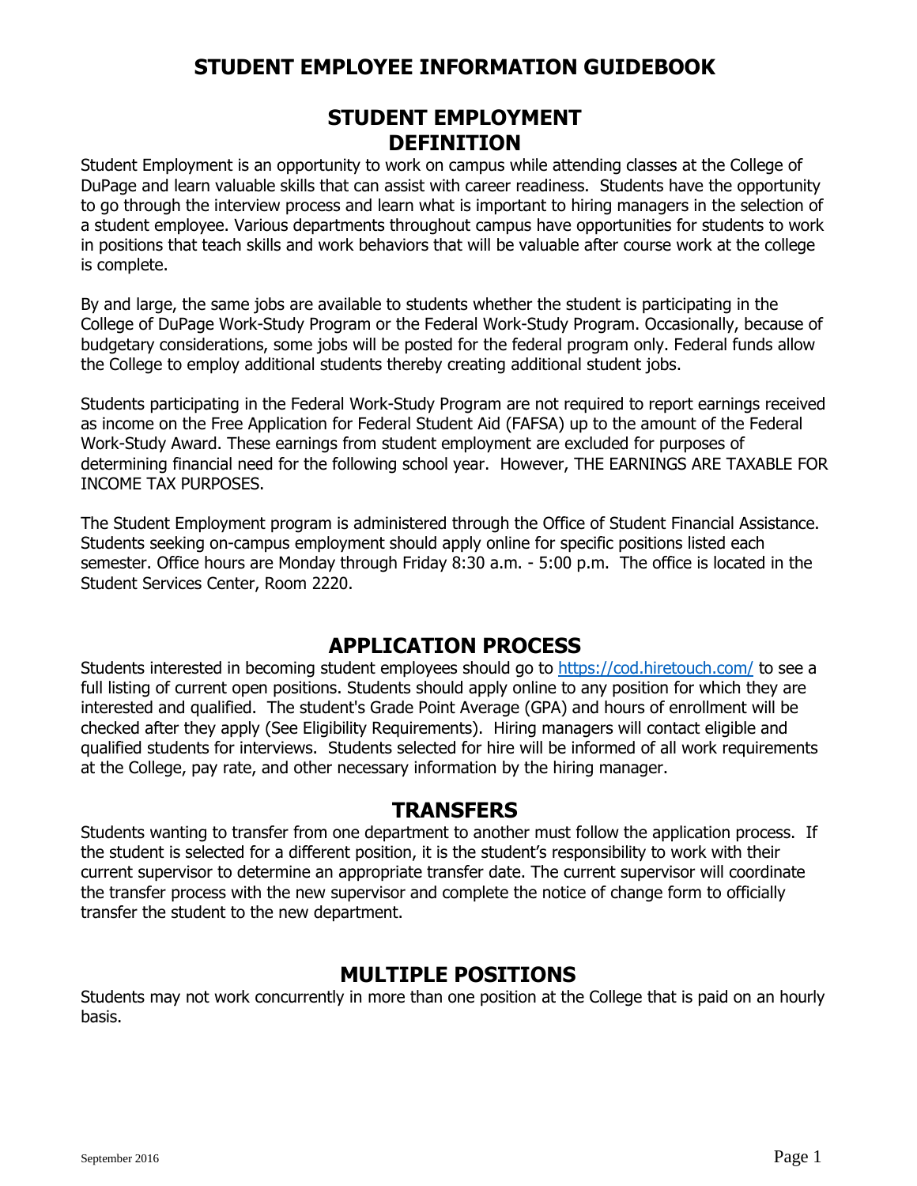# STUDENT EMPLOYEE INFORMATION GUIDEBOOK

## STUDENT EMPLOYMENT DEFINITION

Student Employment is an opportunity to work on campus while attending classes at the College of DuPage and learn valuable skills that can assist with career readiness. Students have the opportunity to go through the interview process and learn what is important to hiring managers in the selection of a student employee. Various departments throughout campus have opportunities for students to work in positions that teach skills and work behaviors that will be valuable after course work at the college is complete.

By and large, the same jobs are available to students whether the student is participating in the College of DuPage Work-Study Program or the Federal Work-Study Program. Occasionally, because of budgetary considerations, some jobs will be posted for the federal program only. Federal funds allow the College to employ additional students thereby creating additional student jobs.

Students participating in the Federal Work-Study Program are not required to report earnings received as income on the Free Application for Federal Student Aid (FAFSA) up to the amount of the Federal Work-Study Award. These earnings from student employment are excluded for purposes of determining financial need for the following school year. However, THE EARNINGS ARE TAXABLE FOR INCOME TAX PURPOSES.

The Student Employment program is administered through the Office of Student Financial Assistance. Students seeking on-campus employment should apply online for specific positions listed each semester. Office hours are Monday through Friday 8:30 a.m. - 5:00 p.m. The office is located in the Student Services Center, Room 2220.

## APPLICATION PROCESS

Students interested in becoming student employees should go to https://cod.hiretouch.com/ to see a full listing of current open positions. Students should apply online to any position for which they are interested and qualified. The student's Grade Point Average (GPA) and hours of enrollment will be checked after they apply (See Eligibility Requirements). Hiring managers will contact eligible and qualified students for interviews. Students selected for hire will be informed of all work requirements at the College, pay rate, and other necessary information by the hiring manager.

## TRANSFERS

Students wanting to transfer from one department to another must follow the application process. If the student is selected for a different position, it is the student's responsibility to work with their current supervisor to determine an appropriate transfer date. The current supervisor will coordinate the transfer process with the new supervisor and complete the notice of change form to officially transfer the student to the new department.

## MULTIPLE POSITIONS

Students may not work concurrently in more than one position at the College that is paid on an hourly basis.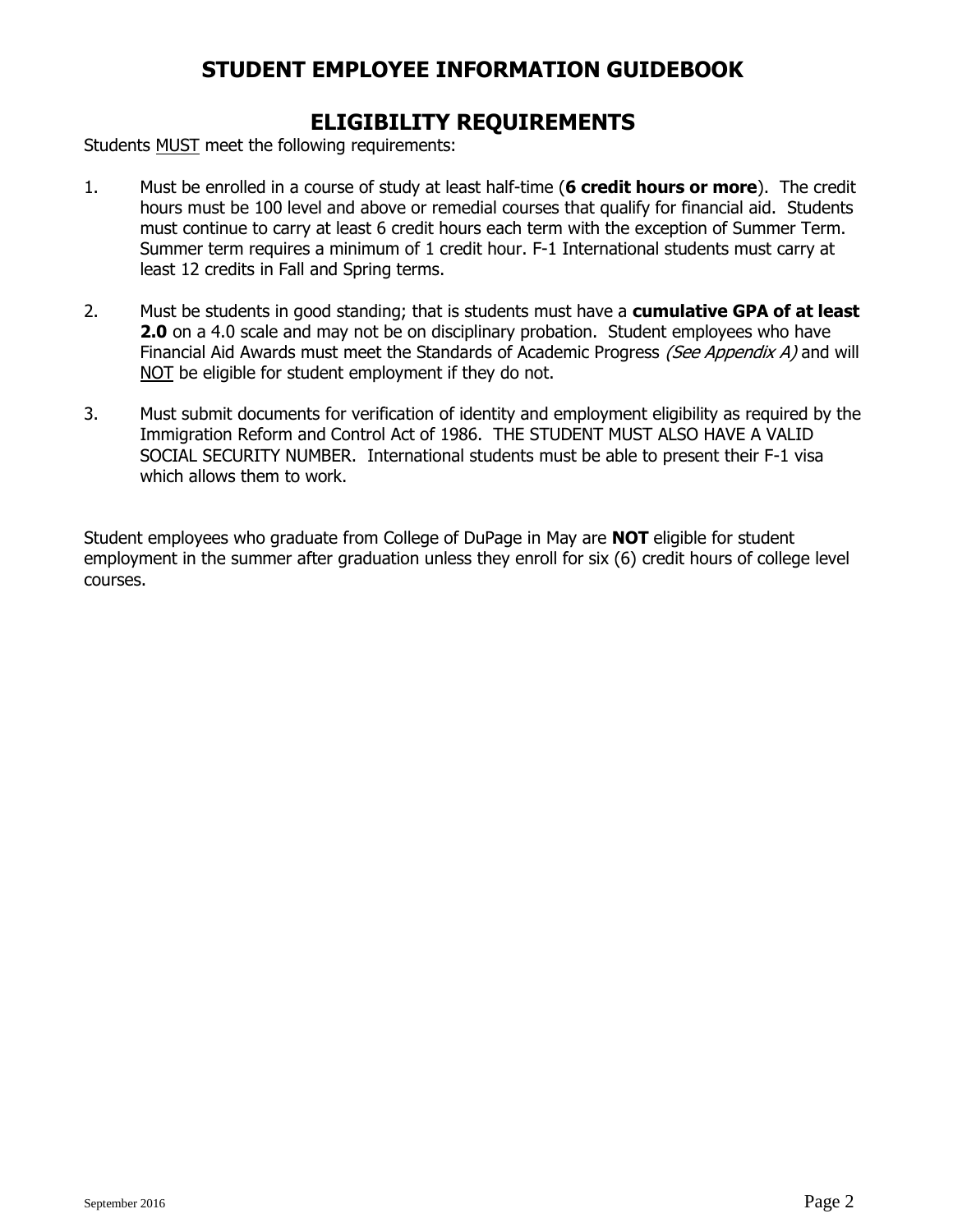# STUDENT EMPLOYEE INFORMATION GUIDEBOOK

## ELIGIBILITY REQUIREMENTS

Students MUST meet the following requirements:

1. Must be enrolled in a course of study at least half-time (**6 credit hours or more**). The credit hours must be 100 level and above or remedial courses that qualify for financial aid. Students must continue to carry at least 6 credit hours each term with the exception of Summer Term. Summer term requires a minimum of 1 credit hour. F-1 International students must carry at least 12 credits in Fall and Spring terms.

2. Must be students in good standing; that is students must have a **cumulative GPA of at least 2.0** on a 4.0 scale and may not be on disciplinary probation. Student employees who have Financial Aid Awards must meet the Standards of Academic Progress *(See Appendix A)* and will NOT be eligible for student employment if they do not.

3. Must submit documents for verification of identity and employment eligibility as required by the Immigration Reform and Control Act of 1986. THE STUDENT MUST ALSO HAVE A VALID SOCIAL SECURITY NUMBER. International students must be able to present their F-1 visa which allows them to work.

Student employees who graduate from College of DuPage in May are **NOT** eligible for student employment in the summer after graduation unless they enroll for six (6) credit hours of college level courses.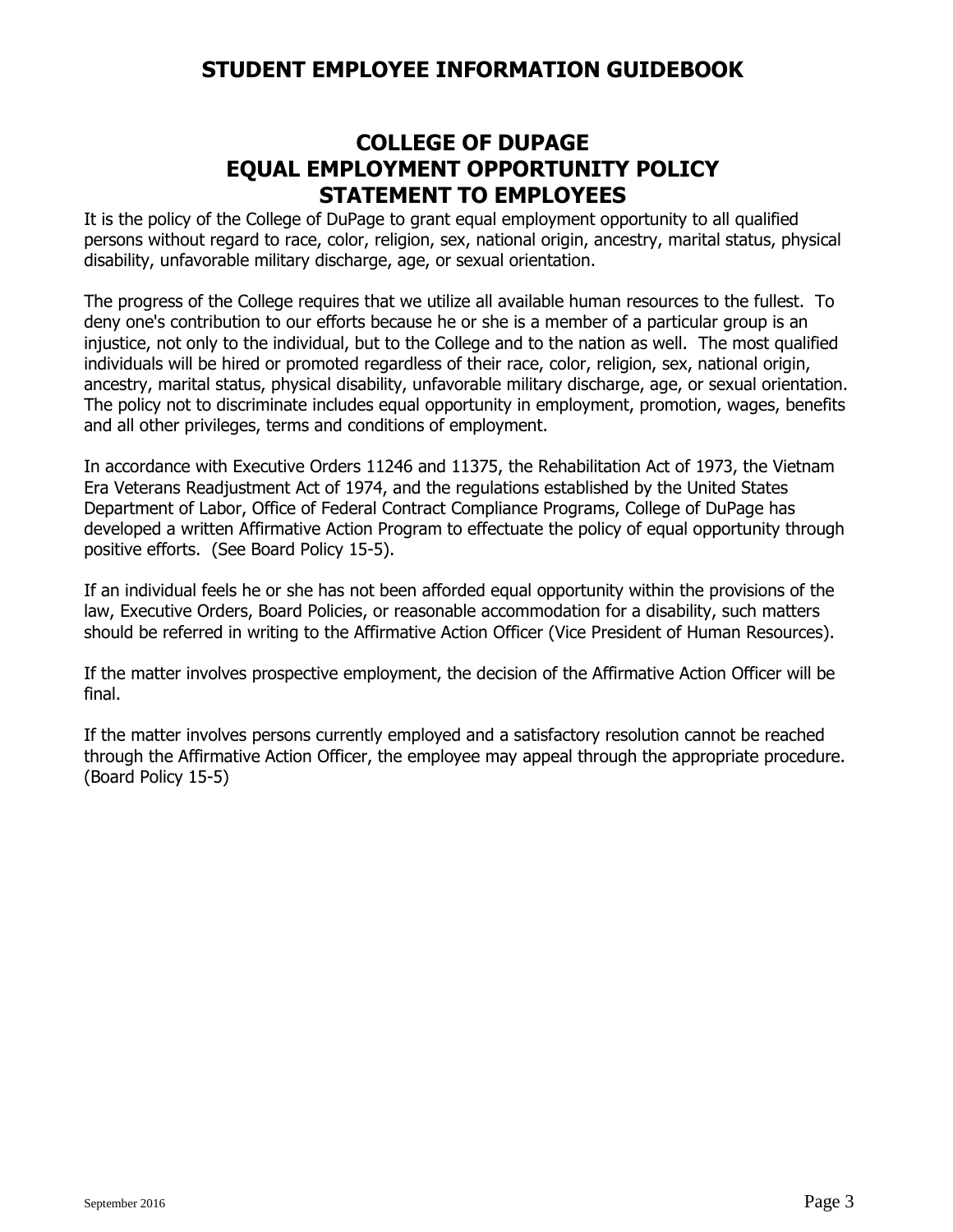# COLLEGE OF DUPAGE
# EQUAL EMPLOYMENT OPPORTUNITY POLICY
# STATEMENT TO EMPLOYEES

It is the policy of the College of DuPage to grant equal employment opportunity to all qualified persons without regard to race, color, religion, sex, national origin, ancestry, marital status, physical disability, unfavorable military discharge, age, or sexual orientation.

The progress of the College requires that we utilize all available human resources to the fullest. To deny one's contribution to our efforts because he or she is a member of a particular group is an injustice, not only to the individual, but to the College and to the nation as well. The most qualified individuals will be hired or promoted regardless of their race, color, religion, sex, national origin, ancestry, marital status, physical disability, unfavorable military discharge, age, or sexual orientation. The policy not to discriminate includes equal opportunity in employment, promotion, wages, benefits and all other privileges, terms and conditions of employment.

In accordance with Executive Orders 11246 and 11375, the Rehabilitation Act of 1973, the Vietnam Era Veterans Readjustment Act of 1974, and the regulations established by the United States Department of Labor, Office of Federal Contract Compliance Programs, College of DuPage has developed a written Affirmative Action Program to effectuate the policy of equal opportunity through positive efforts. (See Board Policy 15-5).

If an individual feels he or she has not been afforded equal opportunity within the provisions of the law, Executive Orders, Board Policies, or reasonable accommodation for a disability, such matters should be referred in writing to the Affirmative Action Officer (Vice President of Human Resources).

If the matter involves prospective employment, the decision of the Affirmative Action Officer will be final.

If the matter involves persons currently employed and a satisfactory resolution cannot be reached through the Affirmative Action Officer, the employee may appeal through the appropriate procedure. (Board Policy 15-5)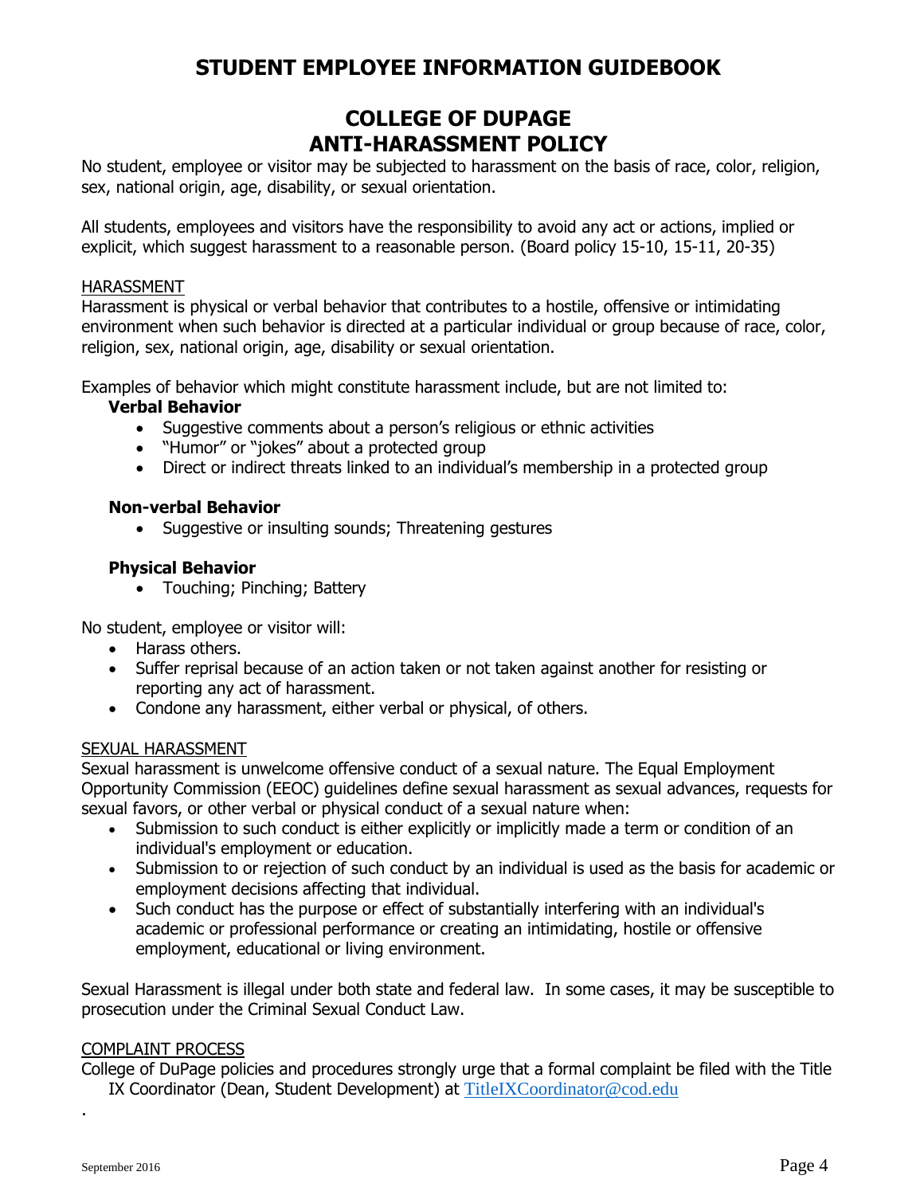# STUDENT EMPLOYEE INFORMATION GUIDEBOOK

## COLLEGE OF DUPAGE
## ANTI-HARASSMENT POLICY

No student, employee or visitor may be subjected to harassment on the basis of race, color, religion, sex, national origin, age, disability, or sexual orientation.

All students, employees and visitors have the responsibility to avoid any act or actions, implied or explicit, which suggest harassment to a reasonable person. (Board policy 15-10, 15-11, 20-35)

<u>HARASSMENT</u>

Harassment is physical or verbal behavior that contributes to a hostile, offensive or intimidating environment when such behavior is directed at a particular individual or group because of race, color, religion, sex, national origin, age, disability or sexual orientation.

Examples of behavior which might constitute harassment include, but are not limited to:

**Verbal Behavior**

- Suggestive comments about a person's religious or ethnic activities
- "Humor" or "jokes" about a protected group
- Direct or indirect threats linked to an individual's membership in a protected group

**Non-verbal Behavior**

- Suggestive or insulting sounds; Threatening gestures

**Physical Behavior**

- Touching; Pinching; Battery

No student, employee or visitor will:

- Harass others.
- Suffer reprisal because of an action taken or not taken against another for resisting or reporting any act of harassment.
- Condone any harassment, either verbal or physical, of others.

<u>SEXUAL HARASSMENT</u>

Sexual harassment is unwelcome offensive conduct of a sexual nature. The Equal Employment Opportunity Commission (EEOC) guidelines define sexual harassment as sexual advances, requests for sexual favors, or other verbal or physical conduct of a sexual nature when:

- Submission to such conduct is either explicitly or implicitly made a term or condition of an individual's employment or education.
- Submission to or rejection of such conduct by an individual is used as the basis for academic or employment decisions affecting that individual.
- Such conduct has the purpose or effect of substantially interfering with an individual's academic or professional performance or creating an intimidating, hostile or offensive employment, educational or living environment.

Sexual Harassment is illegal under both state and federal law. In some cases, it may be susceptible to prosecution under the Criminal Sexual Conduct Law.

<u>COMPLAINT PROCESS</u>

College of DuPage policies and procedures strongly urge that a formal complaint be filed with the Title IX Coordinator (Dean, Student Development) at TitleIXCoordinator@cod.edu

.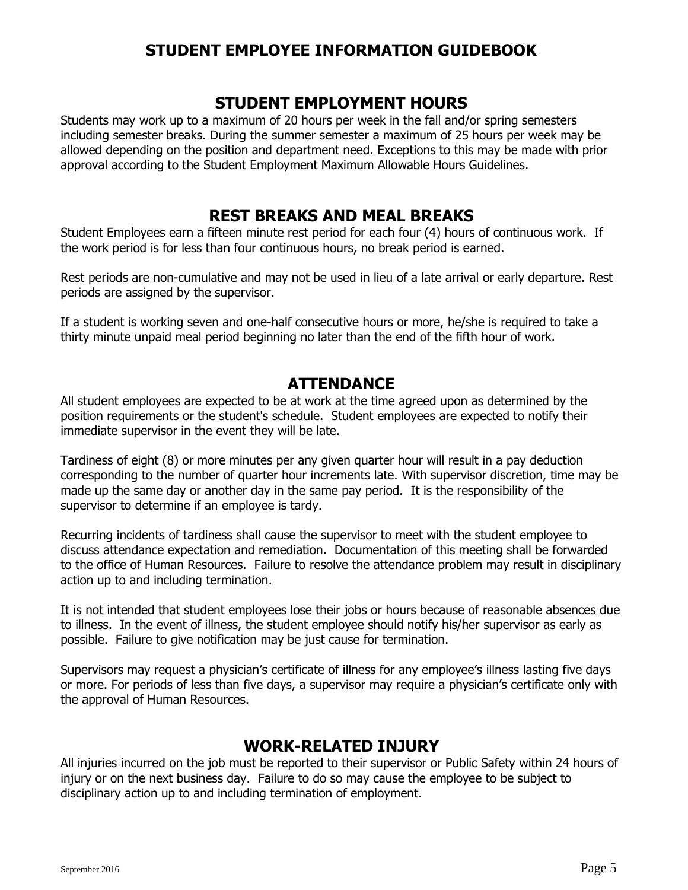# STUDENT EMPLOYEE INFORMATION GUIDEBOOK

## STUDENT EMPLOYMENT HOURS

Students may work up to a maximum of 20 hours per week in the fall and/or spring semesters including semester breaks. During the summer semester a maximum of 25 hours per week may be allowed depending on the position and department need. Exceptions to this may be made with prior approval according to the Student Employment Maximum Allowable Hours Guidelines.

## REST BREAKS AND MEAL BREAKS

Student Employees earn a fifteen minute rest period for each four (4) hours of continuous work. If the work period is for less than four continuous hours, no break period is earned.

Rest periods are non-cumulative and may not be used in lieu of a late arrival or early departure. Rest periods are assigned by the supervisor.

If a student is working seven and one-half consecutive hours or more, he/she is required to take a thirty minute unpaid meal period beginning no later than the end of the fifth hour of work.

## ATTENDANCE

All student employees are expected to be at work at the time agreed upon as determined by the position requirements or the student's schedule. Student employees are expected to notify their immediate supervisor in the event they will be late.

Tardiness of eight (8) or more minutes per any given quarter hour will result in a pay deduction corresponding to the number of quarter hour increments late. With supervisor discretion, time may be made up the same day or another day in the same pay period. It is the responsibility of the supervisor to determine if an employee is tardy.

Recurring incidents of tardiness shall cause the supervisor to meet with the student employee to discuss attendance expectation and remediation. Documentation of this meeting shall be forwarded to the office of Human Resources. Failure to resolve the attendance problem may result in disciplinary action up to and including termination.

It is not intended that student employees lose their jobs or hours because of reasonable absences due to illness. In the event of illness, the student employee should notify his/her supervisor as early as possible. Failure to give notification may be just cause for termination.

Supervisors may request a physician's certificate of illness for any employee's illness lasting five days or more. For periods of less than five days, a supervisor may require a physician's certificate only with the approval of Human Resources.

## WORK-RELATED INJURY

All injuries incurred on the job must be reported to their supervisor or Public Safety within 24 hours of injury or on the next business day. Failure to do so may cause the employee to be subject to disciplinary action up to and including termination of employment.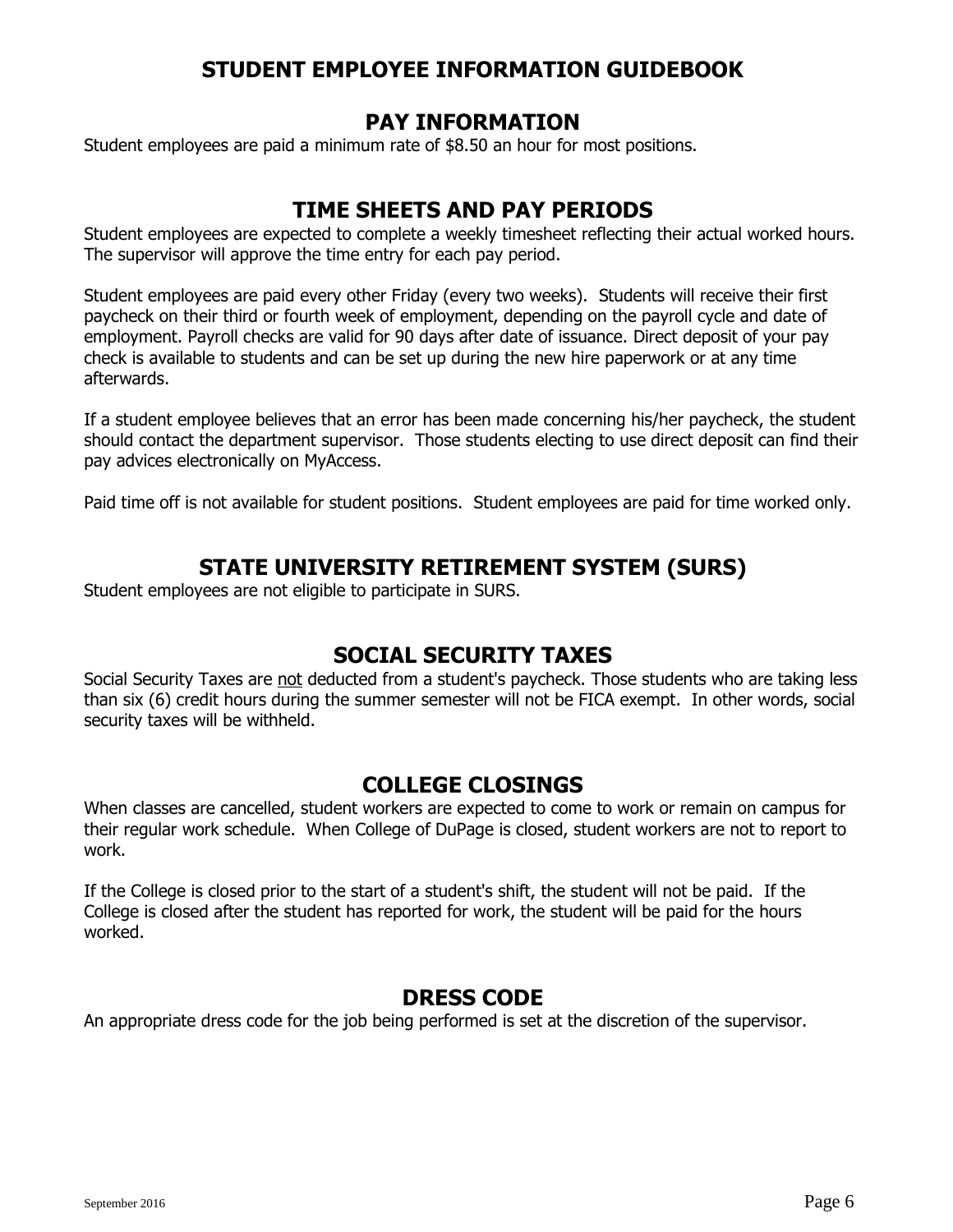# STUDENT EMPLOYEE INFORMATION GUIDEBOOK

## PAY INFORMATION

Student employees are paid a minimum rate of $8.50 an hour for most positions.

## TIME SHEETS AND PAY PERIODS

Student employees are expected to complete a weekly timesheet reflecting their actual worked hours. The supervisor will approve the time entry for each pay period.

Student employees are paid every other Friday (every two weeks). Students will receive their first paycheck on their third or fourth week of employment, depending on the payroll cycle and date of employment. Payroll checks are valid for 90 days after date of issuance. Direct deposit of your pay check is available to students and can be set up during the new hire paperwork or at any time afterwards.

If a student employee believes that an error has been made concerning his/her paycheck, the student should contact the department supervisor. Those students electing to use direct deposit can find their pay advices electronically on MyAccess.

Paid time off is not available for student positions. Student employees are paid for time worked only.

## STATE UNIVERSITY RETIREMENT SYSTEM (SURS)

Student employees are not eligible to participate in SURS.

## SOCIAL SECURITY TAXES

Social Security Taxes are <u>not</u> deducted from a student's paycheck. Those students who are taking less than six (6) credit hours during the summer semester will not be FICA exempt. In other words, social security taxes will be withheld.

## COLLEGE CLOSINGS

When classes are cancelled, student workers are expected to come to work or remain on campus for their regular work schedule. When College of DuPage is closed, student workers are not to report to work.

If the College is closed prior to the start of a student's shift, the student will not be paid. If the College is closed after the student has reported for work, the student will be paid for the hours worked.

## DRESS CODE

An appropriate dress code for the job being performed is set at the discretion of the supervisor.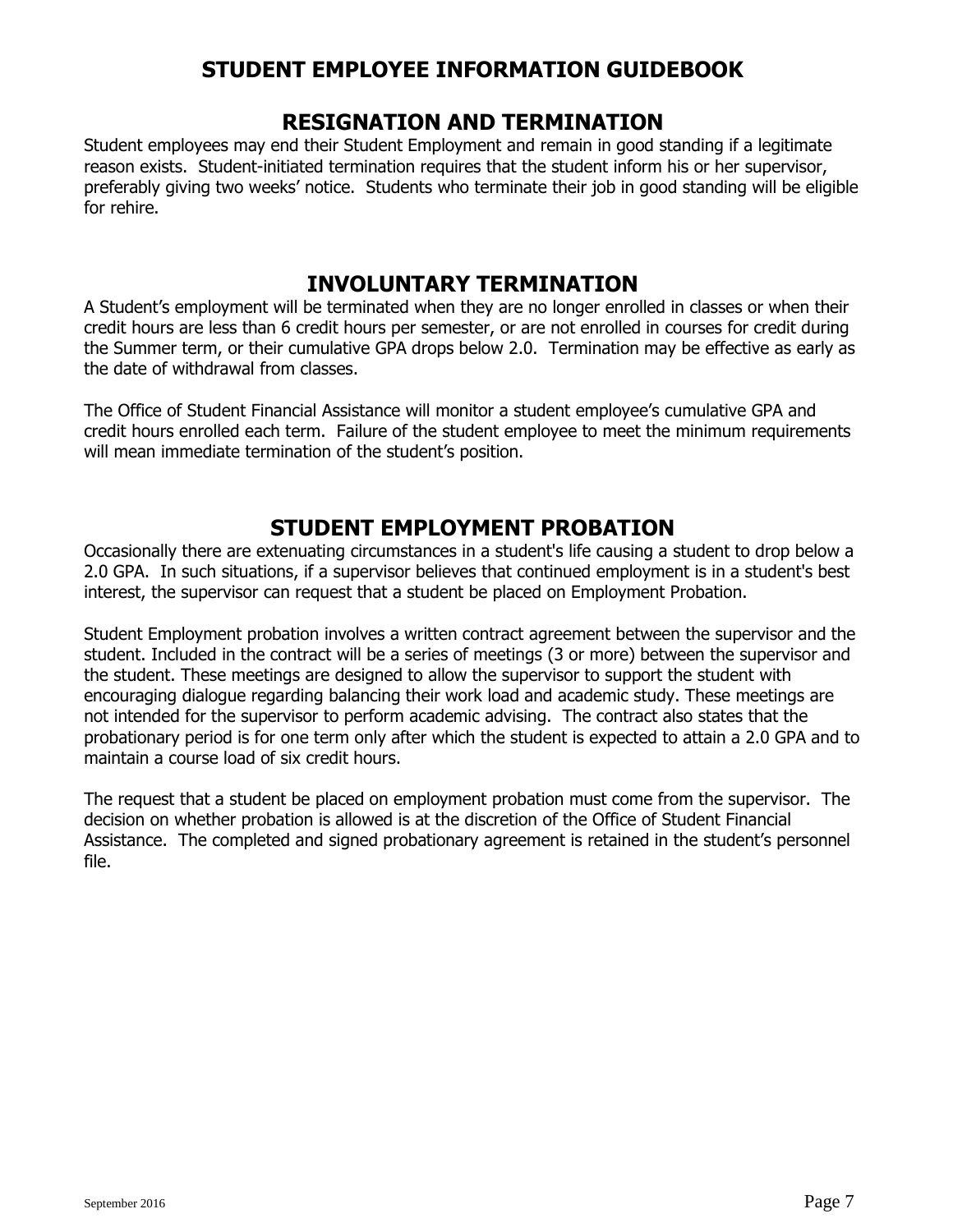# STUDENT EMPLOYEE INFORMATION GUIDEBOOK

## RESIGNATION AND TERMINATION

Student employees may end their Student Employment and remain in good standing if a legitimate reason exists. Student-initiated termination requires that the student inform his or her supervisor, preferably giving two weeks' notice. Students who terminate their job in good standing will be eligible for rehire.

## INVOLUNTARY TERMINATION

A Student's employment will be terminated when they are no longer enrolled in classes or when their credit hours are less than 6 credit hours per semester, or are not enrolled in courses for credit during the Summer term, or their cumulative GPA drops below 2.0. Termination may be effective as early as the date of withdrawal from classes.

The Office of Student Financial Assistance will monitor a student employee's cumulative GPA and credit hours enrolled each term. Failure of the student employee to meet the minimum requirements will mean immediate termination of the student's position.

## STUDENT EMPLOYMENT PROBATION

Occasionally there are extenuating circumstances in a student's life causing a student to drop below a 2.0 GPA. In such situations, if a supervisor believes that continued employment is in a student's best interest, the supervisor can request that a student be placed on Employment Probation.

Student Employment probation involves a written contract agreement between the supervisor and the student. Included in the contract will be a series of meetings (3 or more) between the supervisor and the student. These meetings are designed to allow the supervisor to support the student with encouraging dialogue regarding balancing their work load and academic study. These meetings are not intended for the supervisor to perform academic advising. The contract also states that the probationary period is for one term only after which the student is expected to attain a 2.0 GPA and to maintain a course load of six credit hours.

The request that a student be placed on employment probation must come from the supervisor. The decision on whether probation is allowed is at the discretion of the Office of Student Financial Assistance. The completed and signed probationary agreement is retained in the student's personnel file.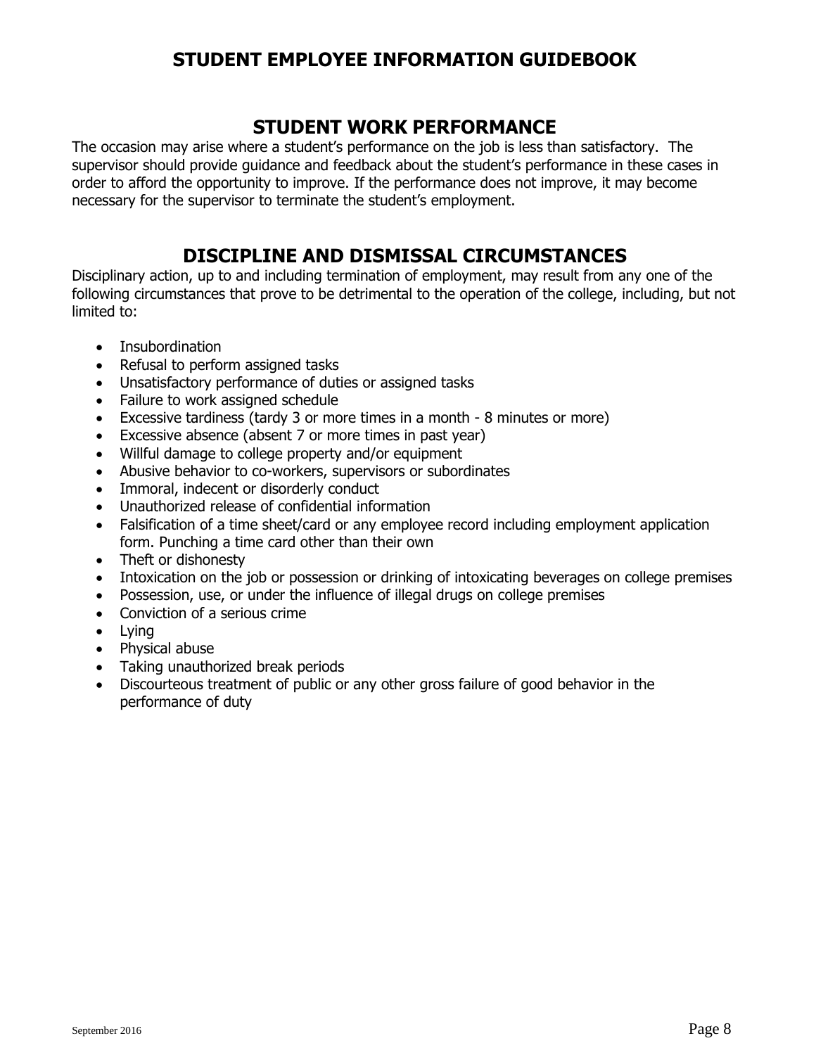# STUDENT EMPLOYEE INFORMATION GUIDEBOOK

## STUDENT WORK PERFORMANCE

The occasion may arise where a student's performance on the job is less than satisfactory. The supervisor should provide guidance and feedback about the student's performance in these cases in order to afford the opportunity to improve. If the performance does not improve, it may become necessary for the supervisor to terminate the student's employment.

## DISCIPLINE AND DISMISSAL CIRCUMSTANCES

Disciplinary action, up to and including termination of employment, may result from any one of the following circumstances that prove to be detrimental to the operation of the college, including, but not limited to:

- Insubordination
- Refusal to perform assigned tasks
- Unsatisfactory performance of duties or assigned tasks
- Failure to work assigned schedule
- Excessive tardiness (tardy 3 or more times in a month - 8 minutes or more)
- Excessive absence (absent 7 or more times in past year)
- Willful damage to college property and/or equipment
- Abusive behavior to co-workers, supervisors or subordinates
- Immoral, indecent or disorderly conduct
- Unauthorized release of confidential information
- Falsification of a time sheet/card or any employee record including employment application form. Punching a time card other than their own
- Theft or dishonesty
- Intoxication on the job or possession or drinking of intoxicating beverages on college premises
- Possession, use, or under the influence of illegal drugs on college premises
- Conviction of a serious crime
- Lying
- Physical abuse
- Taking unauthorized break periods
- Discourteous treatment of public or any other gross failure of good behavior in the performance of duty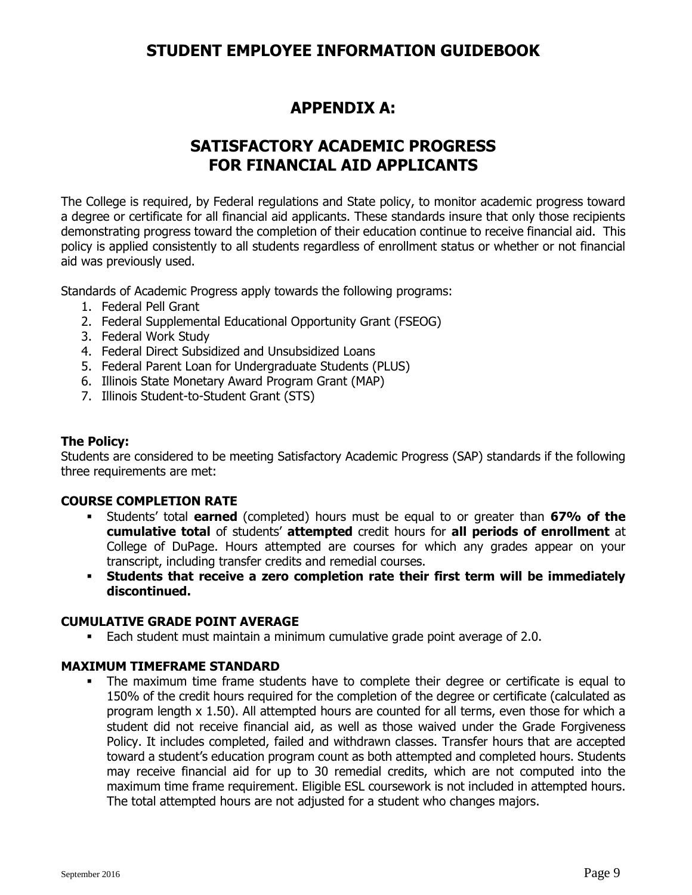# APPENDIX A:

# SATISFACTORY ACADEMIC PROGRESS FOR FINANCIAL AID APPLICANTS

The College is required, by Federal regulations and State policy, to monitor academic progress toward a degree or certificate for all financial aid applicants. These standards insure that only those recipients demonstrating progress toward the completion of their education continue to receive financial aid. This policy is applied consistently to all students regardless of enrollment status or whether or not financial aid was previously used.

Standards of Academic Progress apply towards the following programs:

1. Federal Pell Grant
2. Federal Supplemental Educational Opportunity Grant (FSEOG)
3. Federal Work Study
4. Federal Direct Subsidized and Unsubsidized Loans
5. Federal Parent Loan for Undergraduate Students (PLUS)
6. Illinois State Monetary Award Program Grant (MAP)
7. Illinois Student-to-Student Grant (STS)

**The Policy:**
Students are considered to be meeting Satisfactory Academic Progress (SAP) standards if the following three requirements are met:

**COURSE COMPLETION RATE**

- Students' total **earned** (completed) hours must be equal to or greater than **67% of the cumulative total** of students' **attempted** credit hours for **all periods of enrollment** at College of DuPage. Hours attempted are courses for which any grades appear on your transcript, including transfer credits and remedial courses.
- **Students that receive a zero completion rate their first term will be immediately discontinued.**

**CUMULATIVE GRADE POINT AVERAGE**

- Each student must maintain a minimum cumulative grade point average of 2.0.

**MAXIMUM TIMEFRAME STANDARD**

- The maximum time frame students have to complete their degree or certificate is equal to 150% of the credit hours required for the completion of the degree or certificate (calculated as program length x 1.50). All attempted hours are counted for all terms, even those for which a student did not receive financial aid, as well as those waived under the Grade Forgiveness Policy. It includes completed, failed and withdrawn classes. Transfer hours that are accepted toward a student's education program count as both attempted and completed hours. Students may receive financial aid for up to 30 remedial credits, which are not computed into the maximum time frame requirement. Eligible ESL coursework is not included in attempted hours. The total attempted hours are not adjusted for a student who changes majors.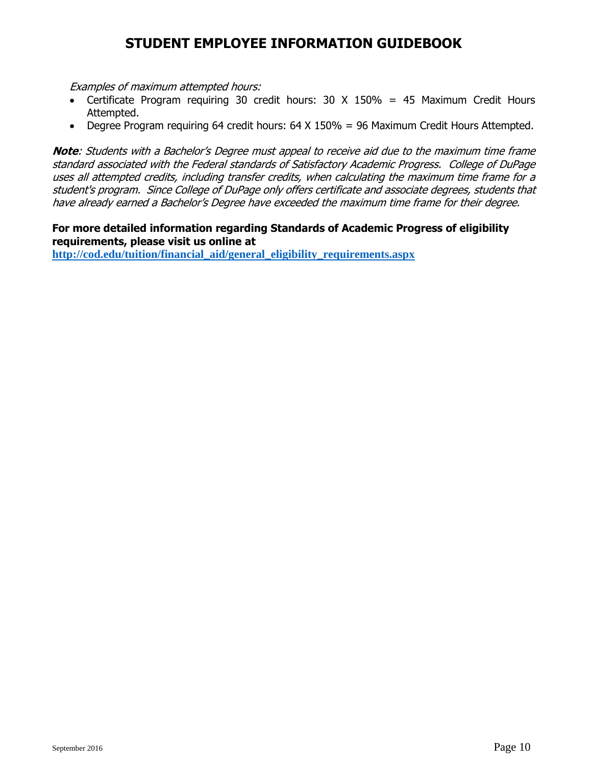*Examples of maximum attempted hours:*

- Certificate Program requiring 30 credit hours: 30 X 150% = 45 Maximum Credit Hours Attempted.
- Degree Program requiring 64 credit hours: 64 X 150% = 96 Maximum Credit Hours Attempted.

***Note**: Students with a Bachelor's Degree must appeal to receive aid due to the maximum time frame standard associated with the Federal standards of Satisfactory Academic Progress. College of DuPage uses all attempted credits, including transfer credits, when calculating the maximum time frame for a student's program. Since College of DuPage only offers certificate and associate degrees, students that have already earned a Bachelor's Degree have exceeded the maximum time frame for their degree.*

**For more detailed information regarding Standards of Academic Progress of eligibility requirements, please visit us online at**
**http://cod.edu/tuition/financial_aid/general_eligibility_requirements.aspx**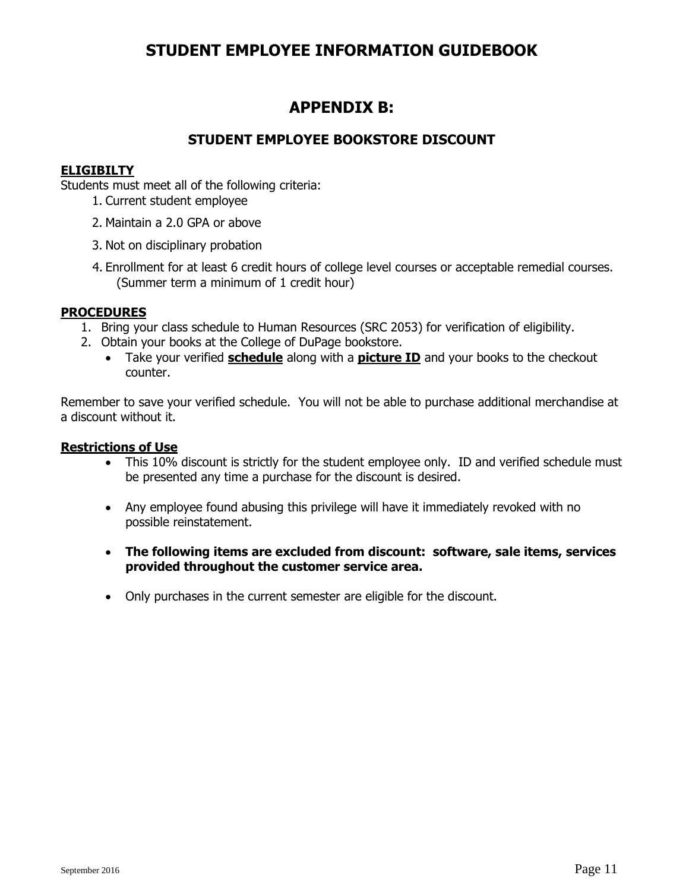# STUDENT EMPLOYEE INFORMATION GUIDEBOOK

## APPENDIX B:

### STUDENT EMPLOYEE BOOKSTORE DISCOUNT

**ELIGIBILTY**

Students must meet all of the following criteria:

1. Current student employee
2. Maintain a 2.0 GPA or above
3. Not on disciplinary probation
4. Enrollment for at least 6 credit hours of college level courses or acceptable remedial courses. (Summer term a minimum of 1 credit hour)

**PROCEDURES**

1. Bring your class schedule to Human Resources (SRC 2053) for verification of eligibility.
2. Obtain your books at the College of DuPage bookstore.
   - Take your verified **schedule** along with a **picture ID** and your books to the checkout counter.

Remember to save your verified schedule. You will not be able to purchase additional merchandise at a discount without it.

**Restrictions of Use**

- This 10% discount is strictly for the student employee only. ID and verified schedule must be presented any time a purchase for the discount is desired.
- Any employee found abusing this privilege will have it immediately revoked with no possible reinstatement.
- **The following items are excluded from discount: software, sale items, services provided throughout the customer service area.**
- Only purchases in the current semester are eligible for the discount.

September 2016